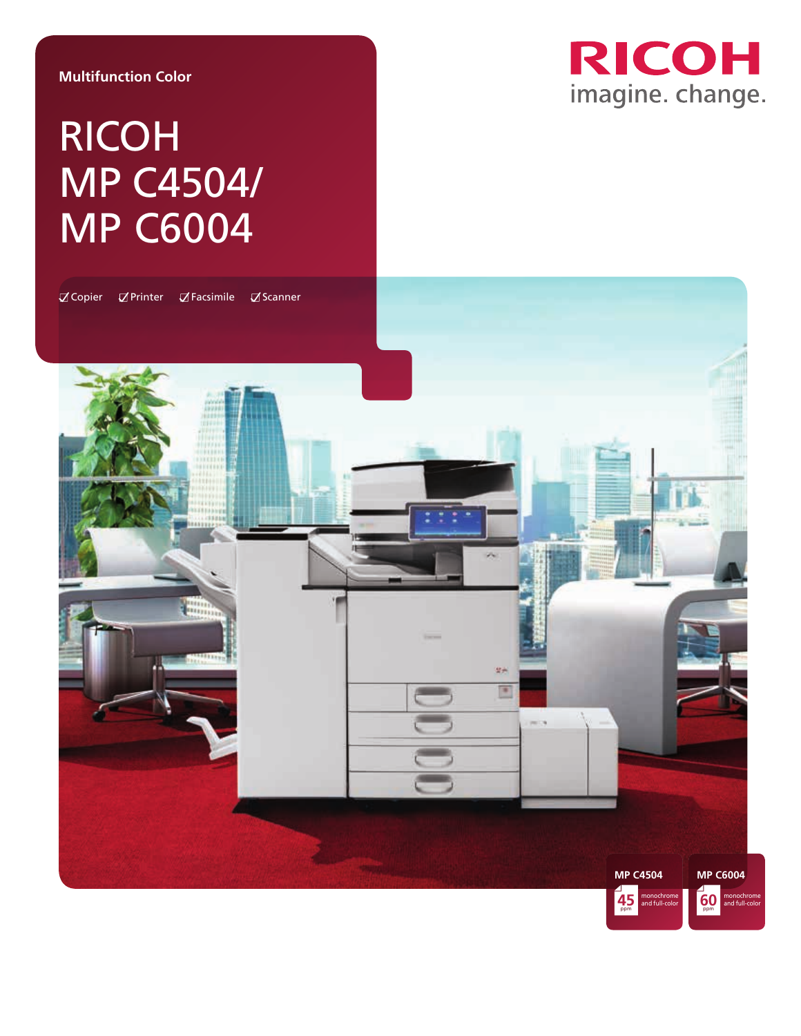Multifunction Color

# RICOH MP C4504/ MP C6004

RICOH
imagine. change.

☑ Copier ☑ Printer ☑ Facsimile ☑ Scanner

**MP C4504**
45 ppm monochrome and full-color

**MP C6004**
60 ppm monochrome and full-color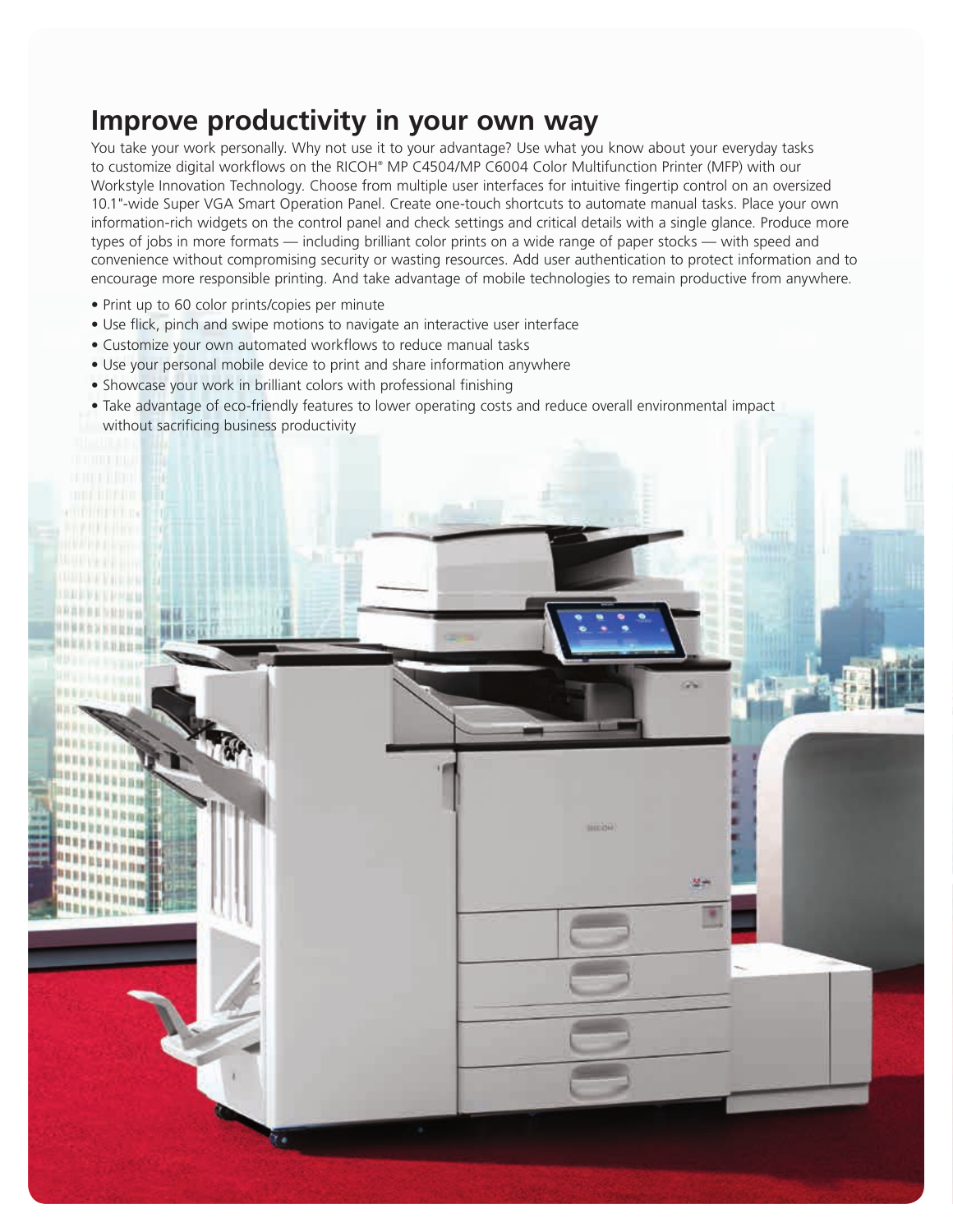## Improve productivity in your own way

You take your work personally. Why not use it to your advantage? Use what you know about your everyday tasks to customize digital workflows on the RICOH® MP C4504/MP C6004 Color Multifunction Printer (MFP) with our Workstyle Innovation Technology. Choose from multiple user interfaces for intuitive fingertip control on an oversized 10.1"-wide Super VGA Smart Operation Panel. Create one-touch shortcuts to automate manual tasks. Place your own information-rich widgets on the control panel and check settings and critical details with a single glance. Produce more types of jobs in more formats — including brilliant color prints on a wide range of paper stocks — with speed and convenience without compromising security or wasting resources. Add user authentication to protect information and to encourage more responsible printing. And take advantage of mobile technologies to remain productive from anywhere.

- Print up to 60 color prints/copies per minute
- Use flick, pinch and swipe motions to navigate an interactive user interface
- Customize your own automated workflows to reduce manual tasks
- Use your personal mobile device to print and share information anywhere
- Showcase your work in brilliant colors with professional finishing
- Take advantage of eco-friendly features to lower operating costs and reduce overall environmental impact without sacrificing business productivity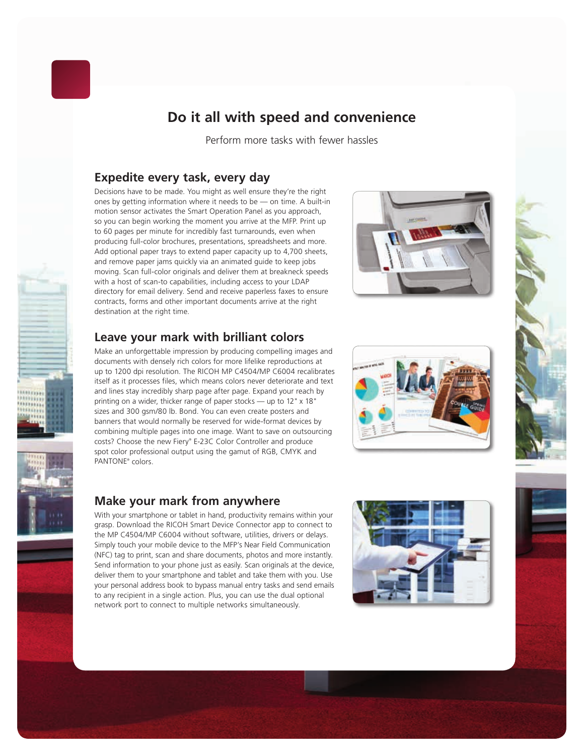# Do it all with speed and convenience

Perform more tasks with fewer hassles

## Expedite every task, every day

Decisions have to be made. You might as well ensure they're the right ones by getting information where it needs to be — on time. A built-in motion sensor activates the Smart Operation Panel as you approach, so you can begin working the moment you arrive at the MFP. Print up to 60 pages per minute for incredibly fast turnarounds, even when producing full-color brochures, presentations, spreadsheets and more. Add optional paper trays to extend paper capacity up to 4,700 sheets, and remove paper jams quickly via an animated guide to keep jobs moving. Scan full-color originals and deliver them at breakneck speeds with a host of scan-to capabilities, including access to your LDAP directory for email delivery. Send and receive paperless faxes to ensure contracts, forms and other important documents arrive at the right destination at the right time.

## Leave your mark with brilliant colors

Make an unforgettable impression by producing compelling images and documents with densely rich colors for more lifelike reproductions at up to 1200 dpi resolution. The RICOH MP C4504/MP C6004 recalibrates itself as it processes files, which means colors never deteriorate and text and lines stay incredibly sharp page after page. Expand your reach by printing on a wider, thicker range of paper stocks — up to 12" x 18" sizes and 300 gsm/80 lb. Bond. You can even create posters and banners that would normally be reserved for wide-format devices by combining multiple pages into one image. Want to save on outsourcing costs? Choose the new Fiery® E-23C Color Controller and produce spot color professional output using the gamut of RGB, CMYK and PANTONE® colors.

## Make your mark from anywhere

With your smartphone or tablet in hand, productivity remains within your grasp. Download the RICOH Smart Device Connector app to connect to the MP C4504/MP C6004 without software, utilities, drivers or delays. Simply touch your mobile device to the MFP's Near Field Communication (NFC) tag to print, scan and share documents, photos and more instantly. Send information to your phone just as easily. Scan originals at the device, deliver them to your smartphone and tablet and take them with you. Use your personal address book to bypass manual entry tasks and send emails to any recipient in a single action. Plus, you can use the dual optional network port to connect to multiple networks simultaneously.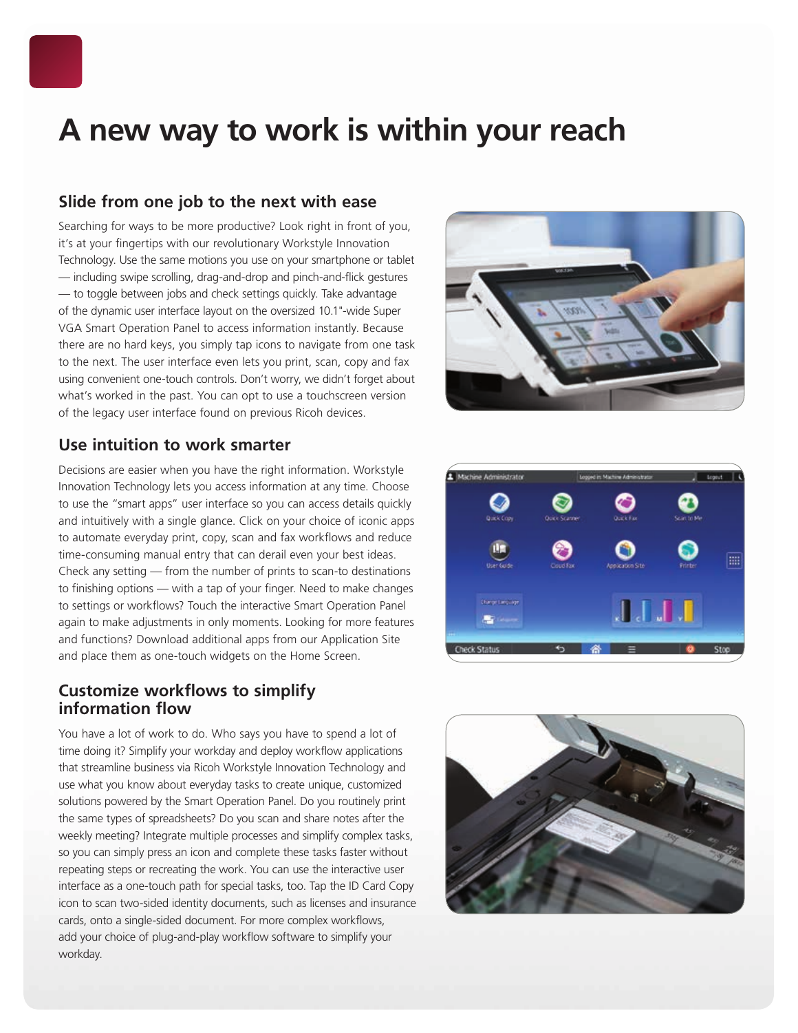# A new way to work is within your reach

## Slide from one job to the next with ease

Searching for ways to be more productive? Look right in front of you, it's at your fingertips with our revolutionary Workstyle Innovation Technology. Use the same motions you use on your smartphone or tablet — including swipe scrolling, drag-and-drop and pinch-and-flick gestures — to toggle between jobs and check settings quickly. Take advantage of the dynamic user interface layout on the oversized 10.1"-wide Super VGA Smart Operation Panel to access information instantly. Because there are no hard keys, you simply tap icons to navigate from one task to the next. The user interface even lets you print, scan, copy and fax using convenient one-touch controls. Don't worry, we didn't forget about what's worked in the past. You can opt to use a touchscreen version of the legacy user interface found on previous Ricoh devices.

## Use intuition to work smarter

Decisions are easier when you have the right information. Workstyle Innovation Technology lets you access information at any time. Choose to use the "smart apps" user interface so you can access details quickly and intuitively with a single glance. Click on your choice of iconic apps to automate everyday print, copy, scan and fax workflows and reduce time-consuming manual entry that can derail even your best ideas. Check any setting — from the number of prints to scan-to destinations to finishing options — with a tap of your finger. Need to make changes to settings or workflows? Touch the interactive Smart Operation Panel again to make adjustments in only moments. Looking for more features and functions? Download additional apps from our Application Site and place them as one-touch widgets on the Home Screen.

## Customize workflows to simplify information flow

You have a lot of work to do. Who says you have to spend a lot of time doing it? Simplify your workday and deploy workflow applications that streamline business via Ricoh Workstyle Innovation Technology and use what you know about everyday tasks to create unique, customized solutions powered by the Smart Operation Panel. Do you routinely print the same types of spreadsheets? Do you scan and share notes after the weekly meeting? Integrate multiple processes and simplify complex tasks, so you can simply press an icon and complete these tasks faster without repeating steps or recreating the work. You can use the interactive user interface as a one-touch path for special tasks, too. Tap the ID Card Copy icon to scan two-sided identity documents, such as licenses and insurance cards, onto a single-sided document. For more complex workflows, add your choice of plug-and-play workflow software to simplify your workday.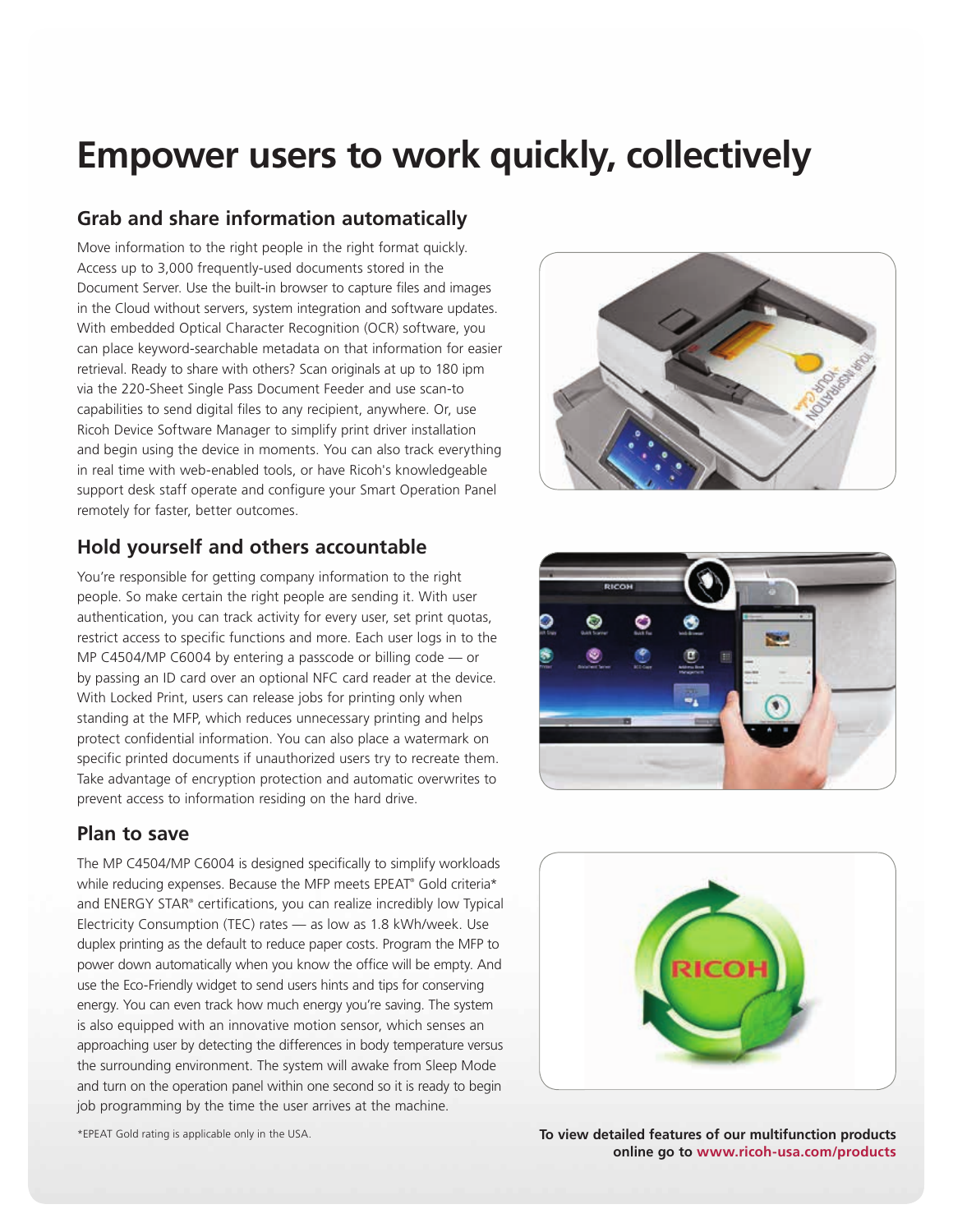# Empower users to work quickly, collectively

## Grab and share information automatically

Move information to the right people in the right format quickly. Access up to 3,000 frequently-used documents stored in the Document Server. Use the built-in browser to capture files and images in the Cloud without servers, system integration and software updates. With embedded Optical Character Recognition (OCR) software, you can place keyword-searchable metadata on that information for easier retrieval. Ready to share with others? Scan originals at up to 180 ipm via the 220-Sheet Single Pass Document Feeder and use scan-to capabilities to send digital files to any recipient, anywhere. Or, use Ricoh Device Software Manager to simplify print driver installation and begin using the device in moments. You can also track everything in real time with web-enabled tools, or have Ricoh's knowledgeable support desk staff operate and configure your Smart Operation Panel remotely for faster, better outcomes.

## Hold yourself and others accountable

You're responsible for getting company information to the right people. So make certain the right people are sending it. With user authentication, you can track activity for every user, set print quotas, restrict access to specific functions and more. Each user logs in to the MP C4504/MP C6004 by entering a passcode or billing code — or by passing an ID card over an optional NFC card reader at the device. With Locked Print, users can release jobs for printing only when standing at the MFP, which reduces unnecessary printing and helps protect confidential information. You can also place a watermark on specific printed documents if unauthorized users try to recreate them. Take advantage of encryption protection and automatic overwrites to prevent access to information residing on the hard drive.

## Plan to save

The MP C4504/MP C6004 is designed specifically to simplify workloads while reducing expenses. Because the MFP meets EPEAT® Gold criteria* and ENERGY STAR® certifications, you can realize incredibly low Typical Electricity Consumption (TEC) rates — as low as 1.8 kWh/week. Use duplex printing as the default to reduce paper costs. Program the MFP to power down automatically when you know the office will be empty. And use the Eco-Friendly widget to send users hints and tips for conserving energy. You can even track how much energy you're saving. The system is also equipped with an innovative motion sensor, which senses an approaching user by detecting the differences in body temperature versus the surrounding environment. The system will awake from Sleep Mode and turn on the operation panel within one second so it is ready to begin job programming by the time the user arrives at the machine.

*EPEAT Gold rating is applicable only in the USA.

**To view detailed features of our multifunction products online go to www.ricoh-usa.com/products**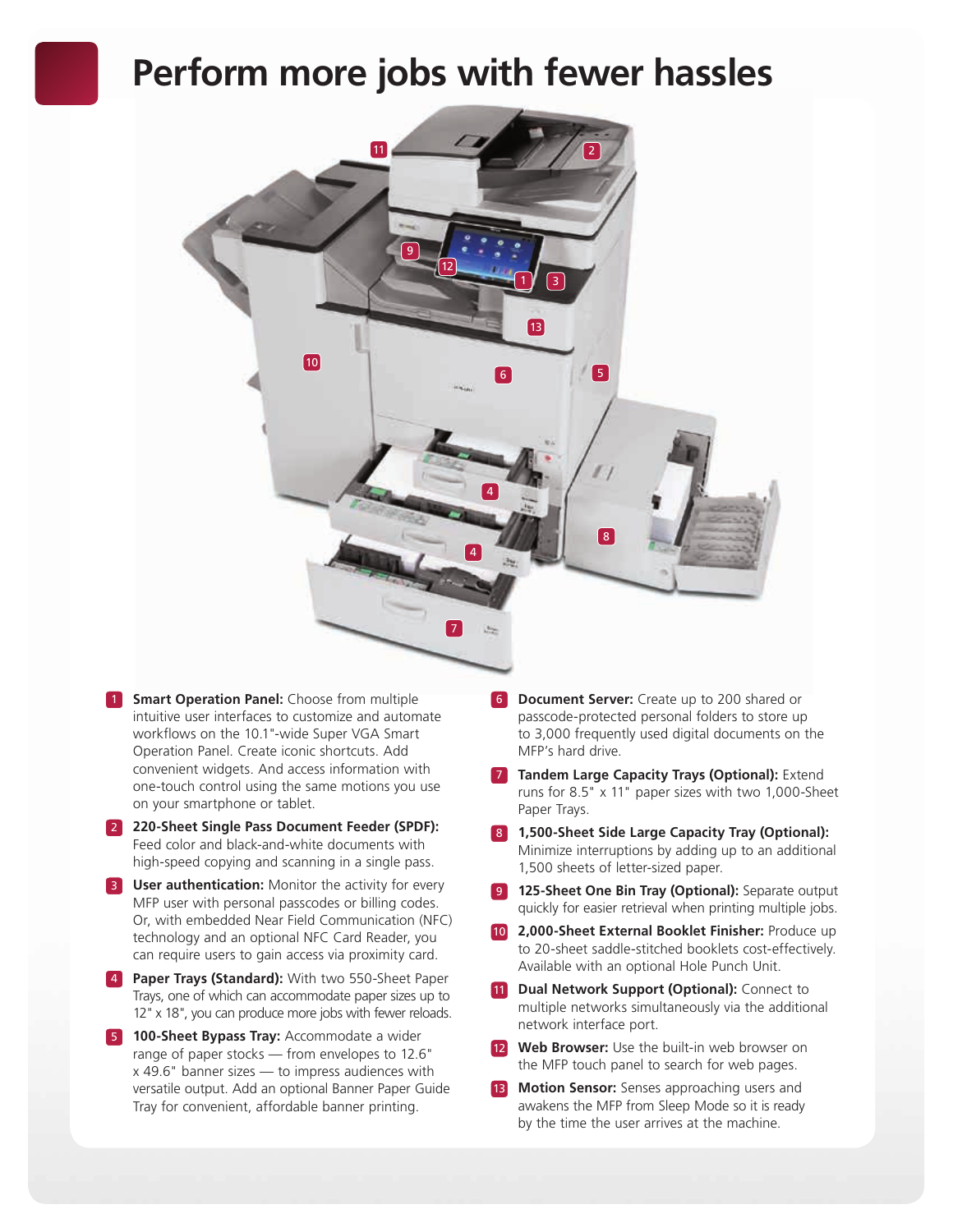# Perform more jobs with fewer hassles

1. **Smart Operation Panel:** Choose from multiple intuitive user interfaces to customize and automate workflows on the 10.1"-wide Super VGA Smart Operation Panel. Create iconic shortcuts. Add convenient widgets. And access information with one-touch control using the same motions you use on your smartphone or tablet.

2. **220-Sheet Single Pass Document Feeder (SPDF):** Feed color and black-and-white documents with high-speed copying and scanning in a single pass.

3. **User authentication:** Monitor the activity for every MFP user with personal passcodes or billing codes. Or, with embedded Near Field Communication (NFC) technology and an optional NFC Card Reader, you can require users to gain access via proximity card.

4. **Paper Trays (Standard):** With two 550-Sheet Paper Trays, one of which can accommodate paper sizes up to 12" x 18", you can produce more jobs with fewer reloads.

5. **100-Sheet Bypass Tray:** Accommodate a wider range of paper stocks — from envelopes to 12.6" x 49.6" banner sizes — to impress audiences with versatile output. Add an optional Banner Paper Guide Tray for convenient, affordable banner printing.

6. **Document Server:** Create up to 200 shared or passcode-protected personal folders to store up to 3,000 frequently used digital documents on the MFP's hard drive.

7. **Tandem Large Capacity Trays (Optional):** Extend runs for 8.5" x 11" paper sizes with two 1,000-Sheet Paper Trays.

8. **1,500-Sheet Side Large Capacity Tray (Optional):** Minimize interruptions by adding up to an additional 1,500 sheets of letter-sized paper.

9. **125-Sheet One Bin Tray (Optional):** Separate output quickly for easier retrieval when printing multiple jobs.

10. **2,000-Sheet External Booklet Finisher:** Produce up to 20-sheet saddle-stitched booklets cost-effectively. Available with an optional Hole Punch Unit.

11. **Dual Network Support (Optional):** Connect to multiple networks simultaneously via the additional network interface port.

12. **Web Browser:** Use the built-in web browser on the MFP touch panel to search for web pages.

13. **Motion Sensor:** Senses approaching users and awakens the MFP from Sleep Mode so it is ready by the time the user arrives at the machine.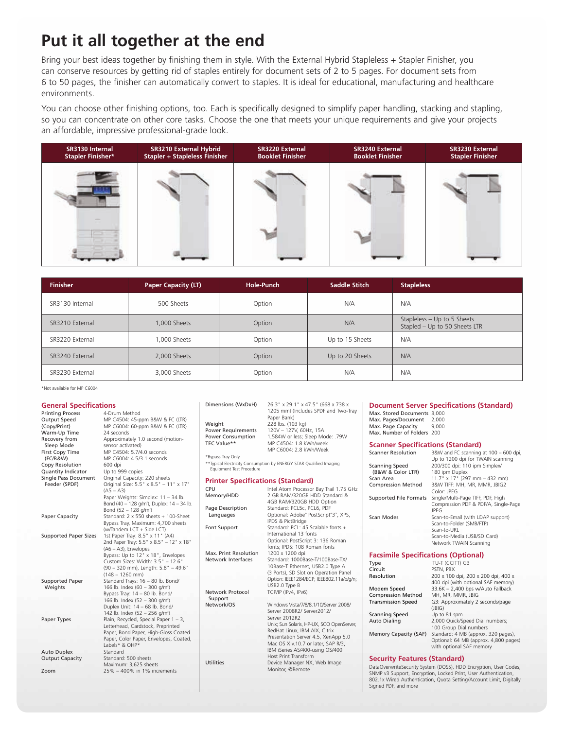# Put it all together at the end

Bring your best ideas together by finishing them in style. With the External Hybrid Stapleless + Stapler Finisher, you can conserve resources by getting rid of staples entirely for document sets of 2 to 5 pages. For document sets from 6 to 50 pages, the finisher can automatically convert to staples. It is ideal for educational, manufacturing and healthcare environments.

You can choose other finishing options, too. Each is specifically designed to simplify paper handling, stacking and stapling, so you can concentrate on other core tasks. Choose the one that meets your unique requirements and give your projects an affordable, impressive professional-grade look.

| SR3130 Internal Stapler Finisher* | SR3210 External Hybrid Stapler + Stapleless Finisher | SR3220 External Booklet Finisher | SR3240 External Booklet Finisher | SR3230 External Stapler Finisher |
|---|---|---|---|---|

| Finisher | Paper Capacity (LT) | Hole-Punch | Saddle Stitch | Stapleless |
|---|---|---|---|---|
| SR3130 Internal | 500 Sheets | Option | N/A | N/A |
| SR3210 External | 1,000 Sheets | Option | N/A | Stapleless – Up to 5 Sheets<br>Stapled – Up to 50 Sheets LTR |
| SR3220 External | 1,000 Sheets | Option | Up to 15 Sheets | N/A |
| SR3240 External | 2,000 Sheets | Option | Up to 20 Sheets | N/A |
| SR3230 External | 3,000 Sheets | Option | N/A | N/A |

*Not available for MP C6004

## General Specifications

| | |
|---|---|
| Printing Process | 4-Drum Method |
| Output Speed (Copy/Print) | MP C4504: 45-ppm B&W & FC (LTR)<br>MP C6004: 60-ppm B&W & FC (LTR) |
| Warm-Up Time | 24 seconds |
| Recovery from Sleep Mode | Approximately 1.0 second (motion-sensor activated) |
| First Copy Time (FC/B&W) | MP C4504: 5.7/4.0 seconds<br>MP C6004: 4.5/3.1 seconds |
| Copy Resolution | 600 dpi |
| Quantity Indicator | Up to 999 copies |
| Single Pass Document Feeder (SPDF) | Original Capacity: 220 sheets<br>Original Size: 5.5" x 8.5" – 11" x 17" (A5 – A3)<br>Paper Weights: Simplex: 11 – 34 lb. Bond (40 – 128 g/m²), Duplex: 14 – 34 lb. Bond (52 – 128 g/m²) |
| Paper Capacity | Standard: 2 x 550 sheets + 100-Sheet Bypass Tray, Maximum: 4,700 sheets (w/Tandem LCT + Side LCT) |
| Supported Paper Sizes | 1st Paper Tray: 8.5" x 11" (A4)<br>2nd Paper Tray: 5.5" x 8.5" – 12" x 18" (A6 – A3), Envelopes<br>Bypass: Up to 12" x 18", Envelopes<br>Custom Sizes: Width: 3.5" – 12.6" (90 – 320 mm), Length: 5.8" – 49.6" (148 – 1260 mm) |
| Supported Paper Weights | Standard Trays: 16 – 80 lb. Bond/ 166 lb. Index (60 – 300 g/m²)<br>Bypass Tray: 14 – 80 lb. Bond/ 166 lb. Index (52 – 300 g/m²)<br>Duplex Unit: 14 – 68 lb. Bond/ 142 lb. Index (52 – 256 g/m²) |
| Paper Types | Plain, Recycled, Special Paper 1 – 3, Letterhead, Cardstock, Preprinted Paper, Bond Paper, High-Gloss Coated Paper, Color Paper, Envelopes, Coated, Labels* & OHP* |
| Auto Duplex | Standard |
| Output Capacity | Standard: 500 sheets<br>Maximum: 3,625 sheets |
| Zoom | 25% – 400% in 1% increments |
| Dimensions (WxDxH) | 26.3" x 29.1" x 47.5" (668 x 738 x 1205 mm) (Includes SPDF and Two-Tray Paper Bank) |
| Weight | 228 lbs. (103 kg) |
| Power Requirements | 120V – 127V, 60Hz, 15A |
| Power Consumption | 1,584W or less; Sleep Mode: .79W |
| TEC Value** | MP C4504: 1.8 kWh/week<br>MP C6004: 2.8 kWh/week |

*Bypass Tray Only

**Typical Electricity Consumption by ENERGY STAR Qualified Imaging Equipment Test Procedure

## Printer Specifications (Standard)

| | |
|---|---|
| CPU | Intel Atom Processor Bay Trail 1.75 GHz |
| Memory/HDD | 2 GB RAM/320GB HDD Standard & 4GB RAM/320GB HDD Option |
| Page Description Languages | Standard: PCL5c, PCL6, PDF<br>Optional: Adobe® PostScript®3™, XPS, IPDS & PictBridge |
| Font Support | Standard: PCL: 45 Scalable fonts + International 13 fonts<br>Optional: PostScript 3: 136 Roman fonts; IPDS: 108 Roman fonts |
| Max. Print Resolution | 1200 x 1200 dpi |
| Network Interfaces | Standard: 1000Base-T/100Base-TX/ 10Base-T Ethernet, USB2.0 Type A (3 Ports), SD Slot on Operation Panel<br>Option: IEEE1284/ECP; IEEE802.11a/b/g/n; USB2.0 Type B |
| Network Protocol Support | TCP/IP (IPv4, IPv6) |
| Network/OS | Windows Vista/7/8/8.1/10/Server 2008/ Server 2008R2/ Server2012/ Server 2012R2<br>Unix; Sun Solaris, HP-UX, SCO OpenServer, RedHat Linux, IBM AIX, Citrix Presentation Server 4.5, XenApp 5.0<br>Mac OS X v.10.7 or later, SAP R/3, IBM iSeries AS/400-using OS/400 Host Print Transform |
| Utilities | Device Manager NX, Web Image Monitor, @Remote |

## Document Server Specifications (Standard)

| | |
|---|---|
| Max. Stored Documents | 3,000 |
| Max. Pages/Document | 2,000 |
| Max. Page Capacity | 9,000 |
| Max. Number of Folders | 200 |

## Scanner Specifications (Standard)

| | |
|---|---|
| Scanner Resolution | B&W and FC scanning at 100 – 600 dpi, Up to 1200 dpi for TWAIN scanning |
| Scanning Speed (B&W & Color LTR) | 200/300 dpi: 110 ipm Simplex/ 180 ipm Duplex |
| Scan Area | 11.7" x 17" (297 mm – 432 mm) |
| Compression Method | B&W TIFF: MH, MR, MMR, JBIG2<br>Color: JPEG |
| Supported File Formats | Single/Multi-Page TIFF, PDF, High Compression PDF & PDF/A, Single-Page JPEG |
| Scan Modes | Scan-to-Email (with LDAP support)<br>Scan-to-Folder (SMB/FTP)<br>Scan-to-URL<br>Scan-to-Media (USB/SD Card)<br>Network TWAIN Scanning |

## Facsimile Specifications (Optional)

| | |
|---|---|
| Type | ITU-T (CCITT) G3 |
| Circuit | PSTN, PBX |
| Resolution | 200 x 100 dpi, 200 x 200 dpi, 400 x 400 dpi (with optional SAF memory) |
| Modem Speed | 33.6K – 2,400 bps w/Auto Fallback |
| Compression Method | MH, MR, MMR, JBIG |
| Transmission Speed | G3: Approximately 2 seconds/page (JBIG) |
| Scanning Speed | Up to 81 spm |
| Auto Dialing | 2,000 Quick/Speed Dial numbers; 100 Group Dial numbers |
| Memory Capacity (SAF) | Standard: 4 MB (approx. 320 pages), Optional: 64 MB (approx. 4,800 pages) with optional SAF memory |

## Security Features (Standard)

DataOverwriteSecurity System (DOSS), HDD Encryption, User Codes, SNMP v3 Support, Encryption, Locked Print, User Authentication, 802.1x Wired Authentication, Quota Setting/Account Limit, Digitally Signed PDF, and more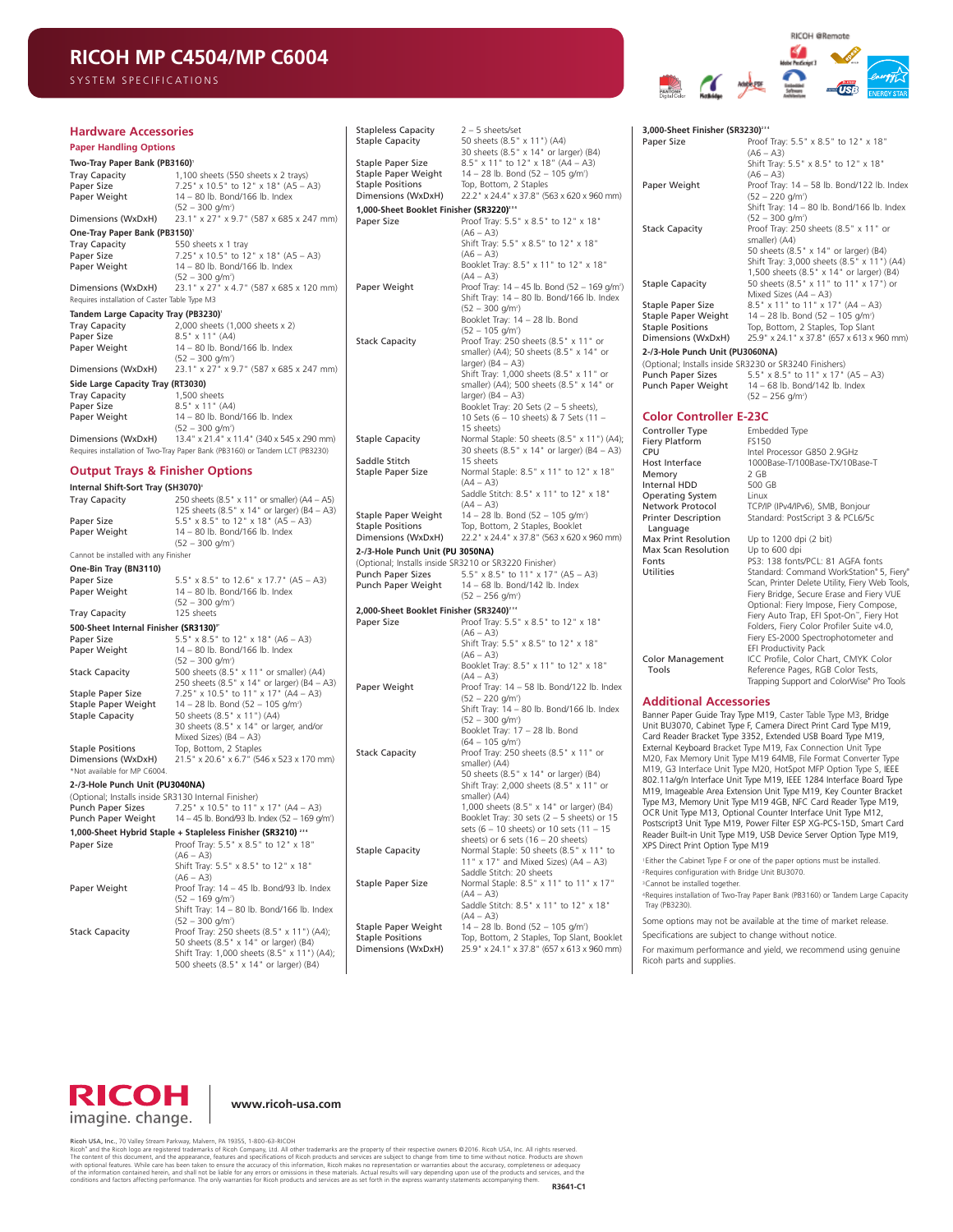# RICOH MP C4504/MP C6004

SYSTEM SPECIFICATIONS

## Hardware Accessories

### Paper Handling Options

**Two-Tray Paper Bank (PB3160)[1]**

| | |
|---|---|
| Tray Capacity | 1,100 sheets (550 sheets x 2 trays) |
| Paper Size | 7.25" x 10.5" to 12" x 18" (A5 – A3) |
| Paper Weight | 14 – 80 lb. Bond/166 lb. Index (52 – 300 g/m²) |
| Dimensions (WxDxH) | 23.1" x 27" x 9.7" (587 x 685 x 247 mm) |

**One-Tray Paper Bank (PB3150)[1]**

| | |
|---|---|
| Tray Capacity | 550 sheets x 1 tray |
| Paper Size | 7.25" x 10.5" to 12" x 18" (A5 – A3) |
| Paper Weight | 14 – 80 lb. Bond/166 lb. Index (52 – 300 g/m²) |
| Dimensions (WxDxH) | 23.1" x 27" x 4.7" (587 x 685 x 120 mm) |

Requires installation of Caster Table Type M3

**Tandem Large Capacity Tray (PB3230)[1]**

| | |
|---|---|
| Tray Capacity | 2,000 sheets (1,000 sheets x 2) |
| Paper Size | 8.5" x 11" (A4) |
| Paper Weight | 14 – 80 lb. Bond/166 lb. Index (52 – 300 g/m²) |
| Dimensions (WxDxH) | 23.1" x 27" x 9.7" (587 x 685 x 247 mm) |

**Side Large Capacity Tray (RT3030)**

| | |
|---|---|
| Tray Capacity | 1,500 sheets |
| Paper Size | 8.5" x 11" (A4) |
| Paper Weight | 14 – 80 lb. Bond/166 lb. Index (52 – 300 g/m²) |
| Dimensions (WxDxH) | 13.4" x 21.4" x 11.4" (340 x 545 x 290 mm) |

Requires installation of Two-Tray Paper Bank (PB3160) or Tandem LCT (PB3230)

### Output Trays & Finisher Options

**Internal Shift-Sort Tray (SH3070)[1]**

| | |
|---|---|
| Tray Capacity | 250 sheets (8.5" x 11" or smaller) (A4 – A5) 125 sheets (8.5" x 14" or larger) (B4 – A3) |
| Paper Size | 5.5" x 8.5" to 12" x 18" (A5 – A3) |
| Paper Weight | 14 – 80 lb. Bond/166 lb. Index (52 – 300 g/m²) |

Cannot be installed with any Finisher

**One-Bin Tray (BN3110)**

| | |
|---|---|
| Paper Size | 5.5" x 8.5" to 12.6" x 17.7" (A5 – A3) |
| Paper Weight | 14 – 80 lb. Bond/166 lb. Index (52 – 300 g/m²) |
| Tray Capacity | 125 sheets |

**500-Sheet Internal Finisher (SR3130)***

| | |
|---|---|
| Paper Size | 5.5" x 8.5" to 12" x 18" (A6 – A3) |
| Paper Weight | 14 – 80 lb. Bond/166 lb. Index (52 – 300 g/m²) |
| Stack Capacity | 500 sheets (8.5" x 11" or smaller) (A4) 250 sheets (8.5" x 14" or larger) (B4 – A3) |
| Staple Paper Size | 7.25" x 10.5" to 11" x 17" (A4 – A3) |
| Staple Paper Weight | 14 – 28 lb. Bond (52 – 105 g/m²) |
| Staple Capacity | 50 sheets (8.5" x 11") (A4) 30 sheets (8.5" x 14" or larger, and/or Mixed Sizes) (B4 – A3) |
| Staple Positions | Top, Bottom, 2 Staples |
| Dimensions (WxDxH) | 21.5" x 20.6" x 6.7" (546 x 523 x 170 mm) |

*Not available for MP C6004.

**2-/3-Hole Punch Unit (PU3040NA)**

(Optional; Installs inside SR3130 Internal Finisher)

| | |
|---|---|
| Punch Paper Sizes | 7.25" x 10.5" to 11" x 17" (A4 – A3) |
| Punch Paper Weight | 14 – 45 lb. Bond/93 lb. Index (52 – 169 g/m²) |

**1,000-Sheet Hybrid Staple + Stapleless Finisher (SR3210) [2,3,4]**

| | |
|---|---|
| Paper Size | Proof Tray: 5.5" x 8.5" to 12" x 18" (A6 – A3) Shift Tray: 5.5" x 8.5" to 12" x 18" (A6 – A3) |
| Paper Weight | Proof Tray: 14 – 45 lb. Bond/93 lb. Index (52 – 169 g/m²) Shift Tray: 14 – 80 lb. Bond/166 lb. Index (52 – 300 g/m²) |
| Stack Capacity | Proof Tray: 250 sheets (8.5" x 11") (A4); 50 sheets (8.5" x 14" or larger) (B4) Shift Tray: 1,000 sheets (8.5" x 11") (A4); 500 sheets (8.5" x 14" or larger) (B4) |
| Stapleless Capacity | 2 – 5 sheets/set |
| Staple Capacity | 50 sheets (8.5" x 11") (A4) 30 sheets (8.5" x 14" or larger) (B4) |
| Staple Paper Size | 8.5" x 11" to 12" x 18" (A4 – A3) |
| Staple Paper Weight | 14 – 28 lb. Bond (52 – 105 g/m²) |
| Staple Positions | Top, Bottom, 2 Staples |
| Dimensions (WxDxH) | 22.2" x 24.4" x 37.8" (563 x 620 x 960 mm) |

**1,000-Sheet Booklet Finisher (SR3220)[2,3,4]**

| | |
|---|---|
| Paper Size | Proof Tray: 5.5" x 8.5" to 12" x 18" (A6 – A3) Shift Tray: 5.5" x 8.5" to 12" x 18" (A6 – A3) Booklet Tray: 8.5" x 11" to 12" x 18" (A4 – A3) |
| Paper Weight | Proof Tray: 14 – 45 lb. Bond (52 – 169 g/m²) Shift Tray: 14 – 80 lb. Bond/166 lb. Index (52 – 300 g/m²) Booklet Tray: 14 – 28 lb. Bond (52 – 105 g/m²) |
| Stack Capacity | Proof Tray: 250 sheets (8.5" x 11" or smaller) (A4); 50 sheets (8.5" x 14" or larger) (B4 – A3) Shift Tray: 1,000 sheets (8.5" x 11" or smaller) (A4); 500 sheets (8.5" x 14" or larger) (B4 – A3) Booklet Tray: 20 Sets (2 – 5 sheets), 10 Sets (6 – 10 sheets) & 7 Sets (11 – 15 sheets) |
| Staple Capacity | Normal Staple: 50 sheets (8.5" x 11") (A4); 30 sheets (8.5" x 14" or larger) (B4 – A3) |
| Saddle Stitch | 15 sheets |
| Staple Paper Size | Normal Staple: 8.5" x 11" to 12" x 18" (A4 – A3) Saddle Stitch: 8.5" x 11" to 12" x 18" (A4 – A3) |
| Staple Paper Weight | 14 – 28 lb. Bond (52 – 105 g/m²) |
| Staple Positions | Top, Bottom, 2 Staples, Booklet |
| Dimensions (WxDxH) | 22.2" x 24.4" x 37.8" (563 x 620 x 960 mm) |

**2-/3-Hole Punch Unit (PU 3050NA)**

(Optional; Installs inside SR3210 or SR3220 Finisher)

| | |
|---|---|
| Punch Paper Sizes | 5.5" x 8.5" to 11" x 17" (A5 – A3) |
| Punch Paper Weight | 14 – 68 lb. Bond/142 lb. Index (52 – 256 g/m²) |

**2,000-Sheet Booklet Finisher (SR3240)[2,3,4]**

| | |
|---|---|
| Paper Size | Proof Tray: 5.5" x 8.5" to 12" x 18" (A6 – A3) Shift Tray: 5.5" x 8.5" to 12" x 18" (A6 – A3) Booklet Tray: 8.5" x 11" to 12" x 18" (A4 – A3) |
| Paper Weight | Proof Tray: 14 – 58 lb. Bond/122 lb. Index (52 – 220 g/m²) Shift Tray: 14 – 80 lb. Bond/166 lb. Index (52 – 300 g/m²) Booklet Tray: 17 – 28 lb. Bond (64 – 105 g/m²) |
| Stack Capacity | Proof Tray: 250 sheets (8.5" x 11" or smaller) (A4) 50 sheets (8.5" x 14" or larger) (B4) Shift Tray: 2,000 sheets (8.5" x 11" or smaller) (A4) 1,000 sheets (8.5" x 14" or larger) (B4) Booklet Tray: 30 sets (2 – 5 sheets) or 15 sets (6 – 10 sheets) or 10 sets (11 – 15 sheets) or 6 sets (16 – 20 sheets) |
| Staple Capacity | Normal Staple: 50 sheets (8.5" x 11" to 11" x 17" and Mixed Sizes) (A4 – A3) Saddle Stitch: 20 sheets |
| Staple Paper Size | Normal Staple: 8.5" x 11" to 11" x 17" (A4 – A3) Saddle Stitch: 8.5" x 11" to 12" x 18" (A4 – A3) |
| Staple Paper Weight | 14 – 28 lb. Bond (52 – 105 g/m²) |
| Staple Positions | Top, Bottom, 2 Staples, Top Slant, Booklet |
| Dimensions (WxDxH) | 25.9" x 24.1" x 37.8" (657 x 613 x 960 mm) |

**3,000-Sheet Finisher (SR3230)[2,3,4]**

| | |
|---|---|
| Paper Size | Proof Tray: 5.5" x 8.5" to 12" x 18" (A6 – A3) Shift Tray: 5.5" x 8.5" to 12" x 18" (A6 – A3) |
| Paper Weight | Proof Tray: 14 – 58 lb. Bond/122 lb. Index (52 – 220 g/m²) Shift Tray: 14 – 80 lb. Bond/166 lb. Index (52 – 300 g/m²) |
| Stack Capacity | Proof Tray: 250 sheets (8.5" x 11" or smaller) (A4) 50 sheets (8.5" x 14" or larger) (B4) Shift Tray: 3,000 sheets (8.5" x 11") (A4) 1,500 sheets (8.5" x 14" or larger) (B4) |
| Staple Capacity | 50 sheets (8.5" x 11" to 11" x 17") or Mixed Sizes (A4 – A3) |
| Staple Paper Size | 8.5" x 11" to 11" x 17" (A4 – A3) |
| Staple Paper Weight | 14 – 28 lb. Bond (52 – 105 g/m²) |
| Staple Positions | Top, Bottom, 2 Staples, Top Slant |
| Dimensions (WxDxH) | 25.9" x 24.1" x 37.8" (657 x 613 x 960 mm) |

**2-/3-Hole Punch Unit (PU3060NA)**

(Optional; Installs inside SR3230 or SR3240 Finishers)

| | |
|---|---|
| Punch Paper Sizes | 5.5" x 8.5" to 11" x 17" (A5 – A3) |
| Punch Paper Weight | 14 – 68 lb. Bond/142 lb. Index (52 – 256 g/m²) |

## Color Controller E-23C

| | |
|---|---|
| Controller Type | Embedded Type |
| Fiery Platform | FS150 |
| CPU | Intel Processor G850 2.9GHz |
| Host Interface | 1000Base-T/100Base-TX/10Base-T |
| Memory | 2 GB |
| Internal HDD | 500 GB |
| Operating System | Linux |
| Network Protocol | TCP/IP (IPv4/IPv6), SMB, Bonjour |
| Printer Description Language | Standard: PostScript 3 & PCL6/5c |
| Max Print Resolution | Up to 1200 dpi (2 bit) |
| Max Scan Resolution | Up to 600 dpi |
| Fonts | PS3: 138 fonts/PCL: 81 AGFA fonts |
| Utilities | Standard: Command WorkStation® 5, Fiery® Scan, Printer Delete Utility, Fiery Web Tools, Fiery Bridge, Secure Erase and Fiery VUE Optional: Fiery Impose, Fiery Compose, Fiery Auto Trap, EFI Spot-On™, Fiery Hot Folders, Fiery Color Profiler Suite v4.0, Fiery ES-2000 Spectrophotometer and EFI Productivity Pack |
| Color Management Tools | ICC Profile, Color Chart, CMYK Color Reference Pages, RGB Color Tests, Trapping Support and ColorWise® Pro Tools |

## Additional Accessories

Banner Paper Guide Tray Type M19, Caster Table Type M3, Bridge Unit BU3070, Cabinet Type F, Camera Direct Print Card Type M19, Card Reader Bracket Type 3352, Extended USB Board Type M19, External Keyboard Bracket Type M19, Fax Connection Unit Type M20, Fax Memory Unit Type M19 64MB, File Format Converter Type M19, G3 Interface Unit Type M20, HotSpot MFP Option Type S, IEEE 802.11a/g/n Interface Unit Type M19, IEEE 1284 Interface Board Type M19, Imageable Area Extension Unit Type M19, Key Counter Bracket Type M3, Memory Unit Type M19 4GB, NFC Card Reader Type M19, OCR Unit Type M13, Optional Counter Interface Unit Type M12, Postscript3 Unit Type M19, Power Filter ESP XG-PCS-15D, Smart Card Reader Built-in Unit Type M19, USB Device Server Option Type M19, XPS Direct Print Option Type M19

[1]Either the Cabinet Type F or one of the paper options must be installed.
[2]Requires configuration with Bridge Unit BU3070.
[3]Cannot be installed together.
[4]Requires installation of Two-Tray Paper Bank (PB3160) or Tandem Large Capacity Tray (PB3230).

Some options may not be available at the time of market release.

Specifications are subject to change without notice.

For maximum performance and yield, we recommend using genuine Ricoh parts and supplies.

RICOH imagine. change.

www.ricoh-usa.com

**Ricoh USA, Inc.,** 70 Valley Stream Parkway, Malvern, PA 19355, 1-800-63-RICOH

Ricoh® and the Ricoh logo are registered trademarks of Ricoh Company, Ltd. All other trademarks are the property of their respective owners ©2016. Ricoh USA, Inc. All rights reserved. The content of this document, and the appearance, features and specifications of Ricoh products and services are subject to change from time to time without notice. Products are shown with optional features. While care has been taken to ensure the accuracy of this information, Ricoh makes no representation or warranties about the accuracy, completeness or adequacy of the information contained herein, and shall not be liable for any errors or omissions in these materials. Actual results will vary depending upon use of the products and services, and the conditions and factors affecting performance. The only warranties for Ricoh products and services are as set forth in the express warranty statements accompanying them.

R3641-C1